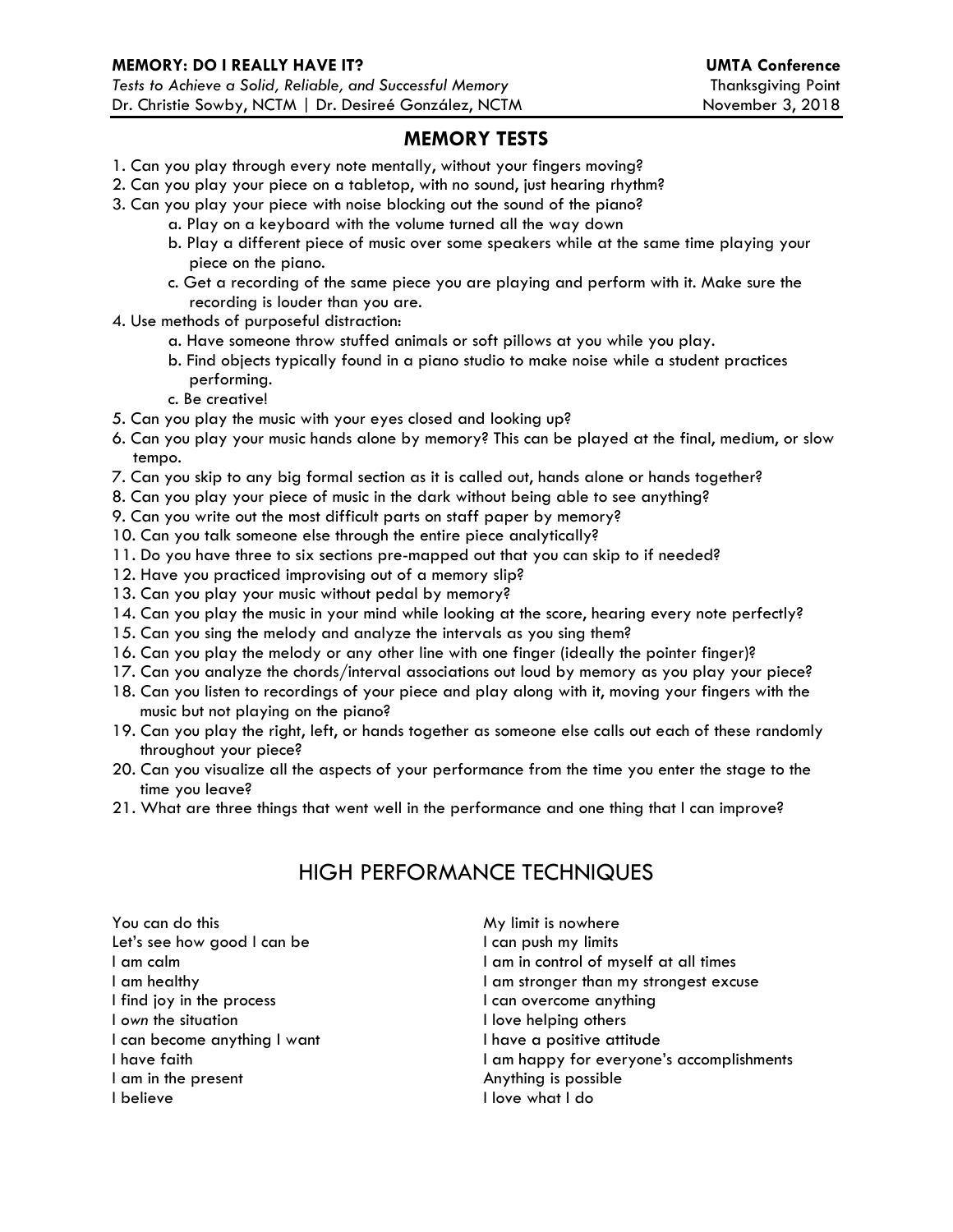**MEMORY: DO I REALLY HAVE IT?** **UMTA Conference**
*Tests to Achieve a Solid, Reliable, and Successful Memory* Thanksgiving Point
Dr. Christie Sowby, NCTM | Dr. Desireé González, NCTM November 3, 2018

## MEMORY TESTS

1. Can you play through every note mentally, without your fingers moving?
2. Can you play your piece on a tabletop, with no sound, just hearing rhythm?
3. Can you play your piece with noise blocking out the sound of the piano?
    a. Play on a keyboard with the volume turned all the way down
    b. Play a different piece of music over some speakers while at the same time playing your piece on the piano.
    c. Get a recording of the same piece you are playing and perform with it. Make sure the recording is louder than you are.
4. Use methods of purposeful distraction:
    a. Have someone throw stuffed animals or soft pillows at you while you play.
    b. Find objects typically found in a piano studio to make noise while a student practices performing.
    c. Be creative!
5. Can you play the music with your eyes closed and looking up?
6. Can you play your music hands alone by memory? This can be played at the final, medium, or slow tempo.
7. Can you skip to any big formal section as it is called out, hands alone or hands together?
8. Can you play your piece of music in the dark without being able to see anything?
9. Can you write out the most difficult parts on staff paper by memory?
10. Can you talk someone else through the entire piece analytically?
11. Do you have three to six sections pre-mapped out that you can skip to if needed?
12. Have you practiced improvising out of a memory slip?
13. Can you play your music without pedal by memory?
14. Can you play the music in your mind while looking at the score, hearing every note perfectly?
15. Can you sing the melody and analyze the intervals as you sing them?
16. Can you play the melody or any other line with one finger (ideally the pointer finger)?
17. Can you analyze the chords/interval associations out loud by memory as you play your piece?
18. Can you listen to recordings of your piece and play along with it, moving your fingers with the music but not playing on the piano?
19. Can you play the right, left, or hands together as someone else calls out each of these randomly throughout your piece?
20. Can you visualize all the aspects of your performance from the time you enter the stage to the time you leave?
21. What are three things that went well in the performance and one thing that I can improve?

## HIGH PERFORMANCE TECHNIQUES

You can do this
Let's see how good I can be
I am calm
I am healthy
I find joy in the process
I *own* the situation
I can become anything I want
I have faith
I am in the present
I believe

My limit is nowhere
I can push my limits
I am in control of myself at all times
I am stronger than my strongest excuse
I can overcome anything
I love helping others
I have a positive attitude
I am happy for everyone's accomplishments
Anything is possible
I love what I do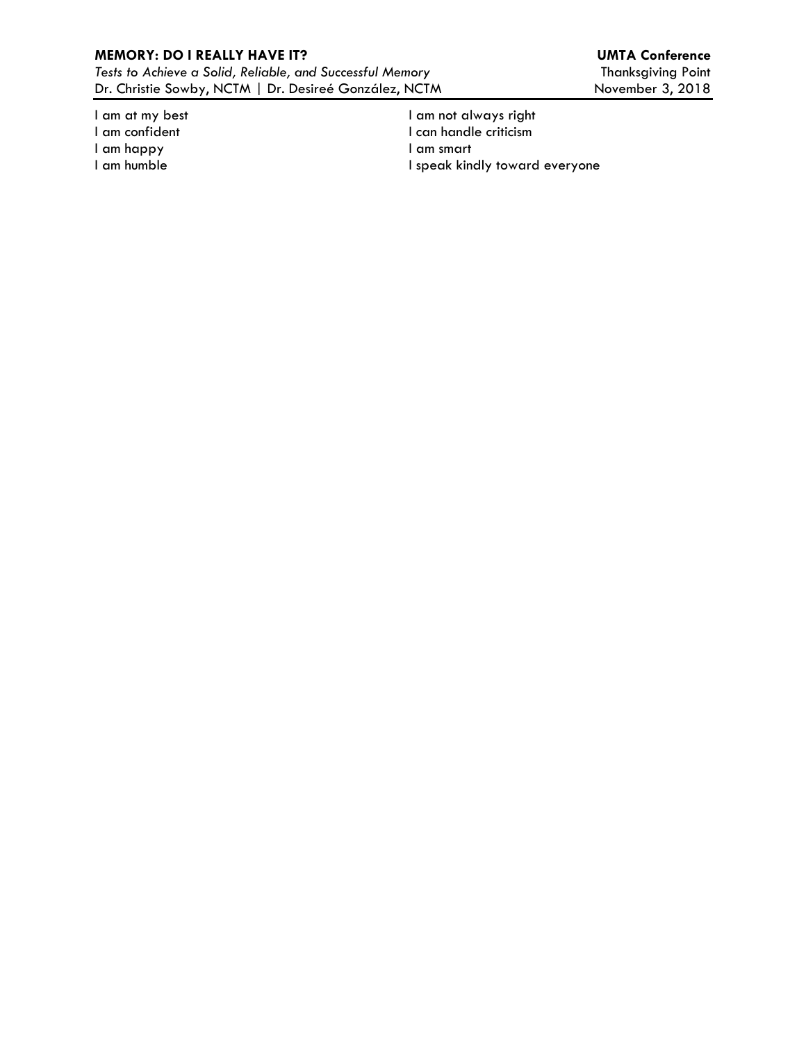I am at my best
I am confident
I am happy
I am humble
I am not always right
I can handle criticism
I am smart
I speak kindly toward everyone